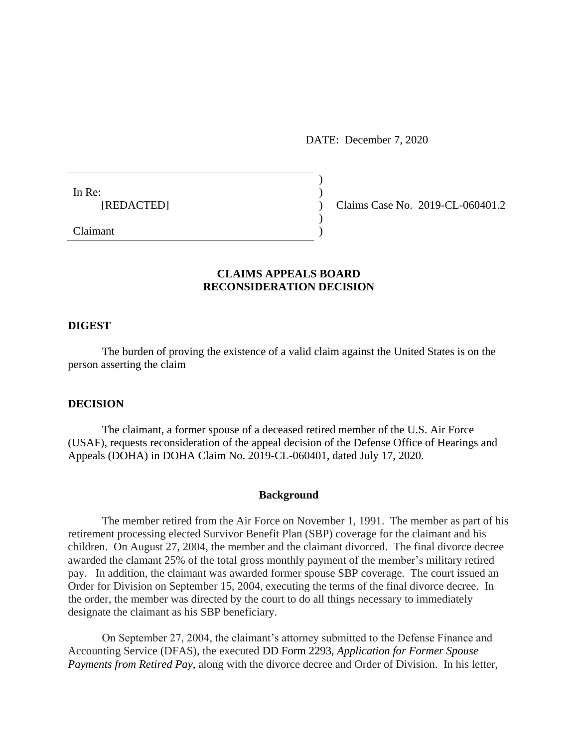DATE: December 7, 2020

| | |
|---|---|
| In Re: [REDACTED] | ) |
| | ) Claims Case No. 2019-CL-060401.2 |
| Claimant | ) |

## CLAIMS APPEALS BOARD RECONSIDERATION DECISION

### DIGEST

The burden of proving the existence of a valid claim against the United States is on the person asserting the claim

### DECISION

The claimant, a former spouse of a deceased retired member of the U.S. Air Force (USAF), requests reconsideration of the appeal decision of the Defense Office of Hearings and Appeals (DOHA) in DOHA Claim No. 2019-CL-060401, dated July 17, 2020.

#### Background

The member retired from the Air Force on November 1, 1991. The member as part of his retirement processing elected Survivor Benefit Plan (SBP) coverage for the claimant and his children. On August 27, 2004, the member and the claimant divorced. The final divorce decree awarded the clamant 25% of the total gross monthly payment of the member's military retired pay. In addition, the claimant was awarded former spouse SBP coverage. The court issued an Order for Division on September 15, 2004, executing the terms of the final divorce decree. In the order, the member was directed by the court to do all things necessary to immediately designate the claimant as his SBP beneficiary.

On September 27, 2004, the claimant's attorney submitted to the Defense Finance and Accounting Service (DFAS), the executed DD Form 2293, *Application for Former Spouse Payments from Retired Pay*, along with the divorce decree and Order of Division. In his letter,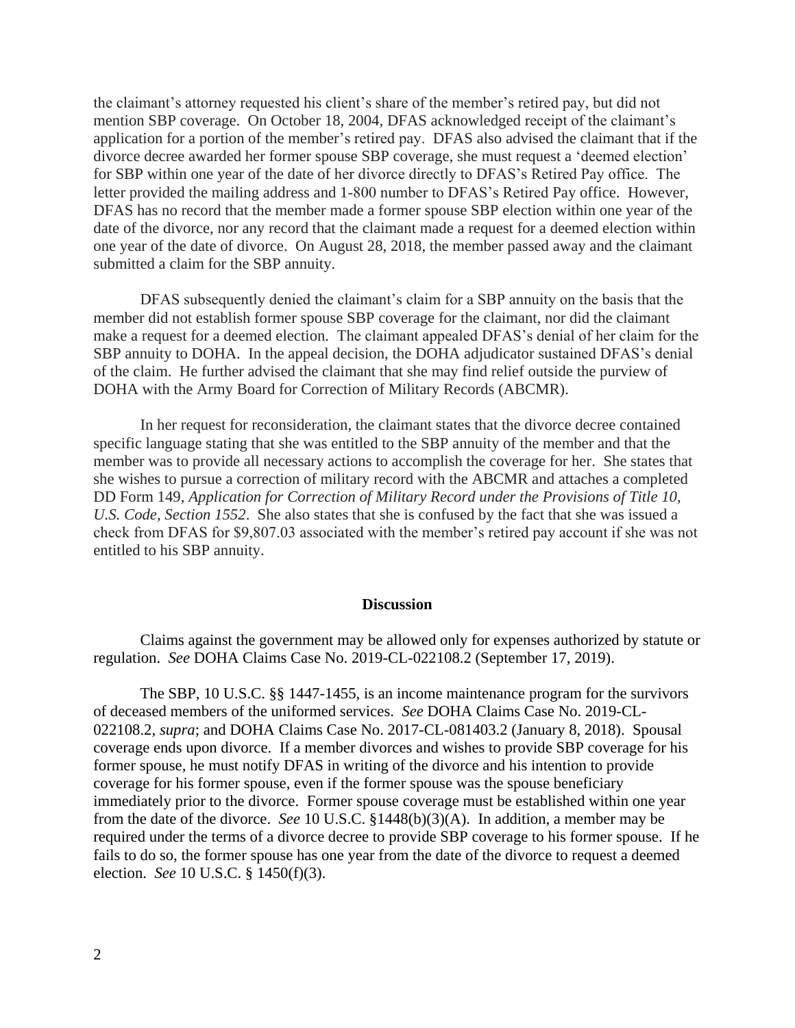the claimant's attorney requested his client's share of the member's retired pay, but did not mention SBP coverage. On October 18, 2004, DFAS acknowledged receipt of the claimant's application for a portion of the member's retired pay. DFAS also advised the claimant that if the divorce decree awarded her former spouse SBP coverage, she must request a 'deemed election' for SBP within one year of the date of her divorce directly to DFAS's Retired Pay office. The letter provided the mailing address and 1-800 number to DFAS's Retired Pay office. However, DFAS has no record that the member made a former spouse SBP election within one year of the date of the divorce, nor any record that the claimant made a request for a deemed election within one year of the date of divorce. On August 28, 2018, the member passed away and the claimant submitted a claim for the SBP annuity.

DFAS subsequently denied the claimant's claim for a SBP annuity on the basis that the member did not establish former spouse SBP coverage for the claimant, nor did the claimant make a request for a deemed election. The claimant appealed DFAS's denial of her claim for the SBP annuity to DOHA. In the appeal decision, the DOHA adjudicator sustained DFAS's denial of the claim. He further advised the claimant that she may find relief outside the purview of DOHA with the Army Board for Correction of Military Records (ABCMR).

In her request for reconsideration, the claimant states that the divorce decree contained specific language stating that she was entitled to the SBP annuity of the member and that the member was to provide all necessary actions to accomplish the coverage for her. She states that she wishes to pursue a correction of military record with the ABCMR and attaches a completed DD Form 149, *Application for Correction of Military Record under the Provisions of Title 10, U.S. Code, Section 1552*. She also states that she is confused by the fact that she was issued a check from DFAS for $9,807.03 associated with the member's retired pay account if she was not entitled to his SBP annuity.

## Discussion

Claims against the government may be allowed only for expenses authorized by statute or regulation. *See* DOHA Claims Case No. 2019-CL-022108.2 (September 17, 2019).

The SBP, 10 U.S.C. §§ 1447-1455, is an income maintenance program for the survivors of deceased members of the uniformed services. *See* DOHA Claims Case No. 2019-CL-022108.2, *supra*; and DOHA Claims Case No. 2017-CL-081403.2 (January 8, 2018). Spousal coverage ends upon divorce. If a member divorces and wishes to provide SBP coverage for his former spouse, he must notify DFAS in writing of the divorce and his intention to provide coverage for his former spouse, even if the former spouse was the spouse beneficiary immediately prior to the divorce. Former spouse coverage must be established within one year from the date of the divorce. *See* 10 U.S.C. §1448(b)(3)(A). In addition, a member may be required under the terms of a divorce decree to provide SBP coverage to his former spouse. If he fails to do so, the former spouse has one year from the date of the divorce to request a deemed election. *See* 10 U.S.C. § 1450(f)(3).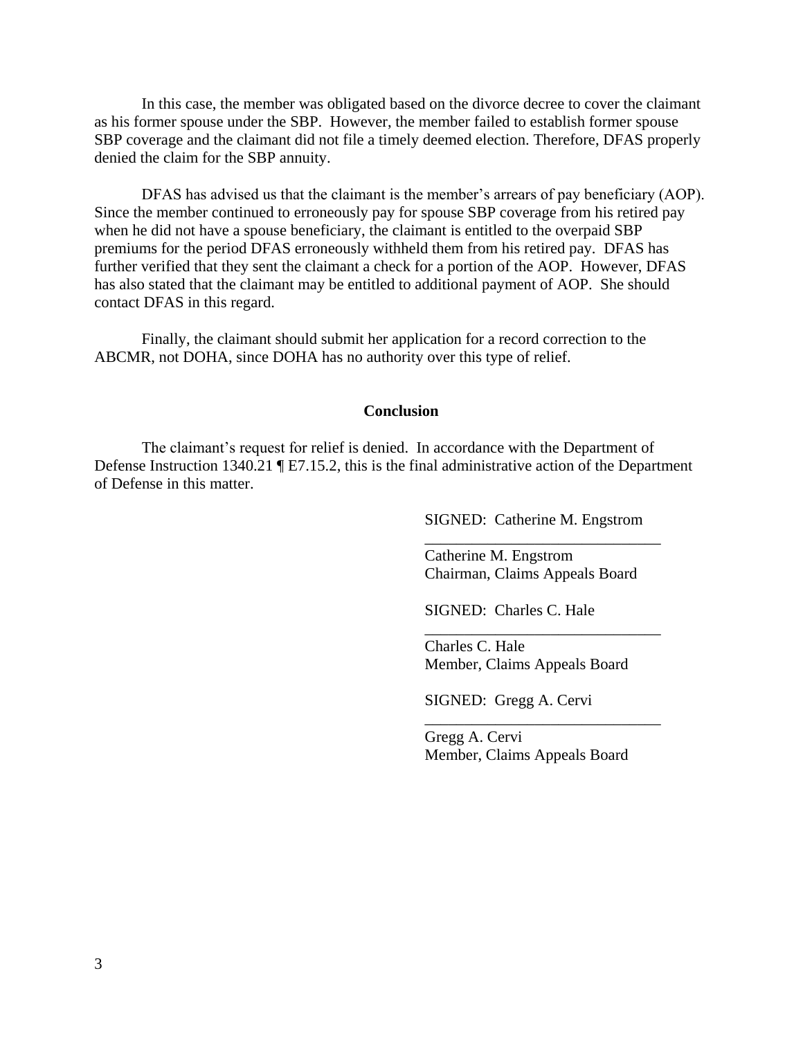In this case, the member was obligated based on the divorce decree to cover the claimant as his former spouse under the SBP. However, the member failed to establish former spouse SBP coverage and the claimant did not file a timely deemed election. Therefore, DFAS properly denied the claim for the SBP annuity.

DFAS has advised us that the claimant is the member's arrears of pay beneficiary (AOP). Since the member continued to erroneously pay for spouse SBP coverage from his retired pay when he did not have a spouse beneficiary, the claimant is entitled to the overpaid SBP premiums for the period DFAS erroneously withheld them from his retired pay. DFAS has further verified that they sent the claimant a check for a portion of the AOP. However, DFAS has also stated that the claimant may be entitled to additional payment of AOP. She should contact DFAS in this regard.

Finally, the claimant should submit her application for a record correction to the ABCMR, not DOHA, since DOHA has no authority over this type of relief.

## Conclusion

The claimant's request for relief is denied. In accordance with the Department of Defense Instruction 1340.21 ¶ E7.15.2, this is the final administrative action of the Department of Defense in this matter.

SIGNED: Catherine M. Engstrom

______________________________

Catherine M. Engstrom
Chairman, Claims Appeals Board

SIGNED: Charles C. Hale

______________________________

Charles C. Hale
Member, Claims Appeals Board

SIGNED: Gregg A. Cervi

______________________________

Gregg A. Cervi
Member, Claims Appeals Board